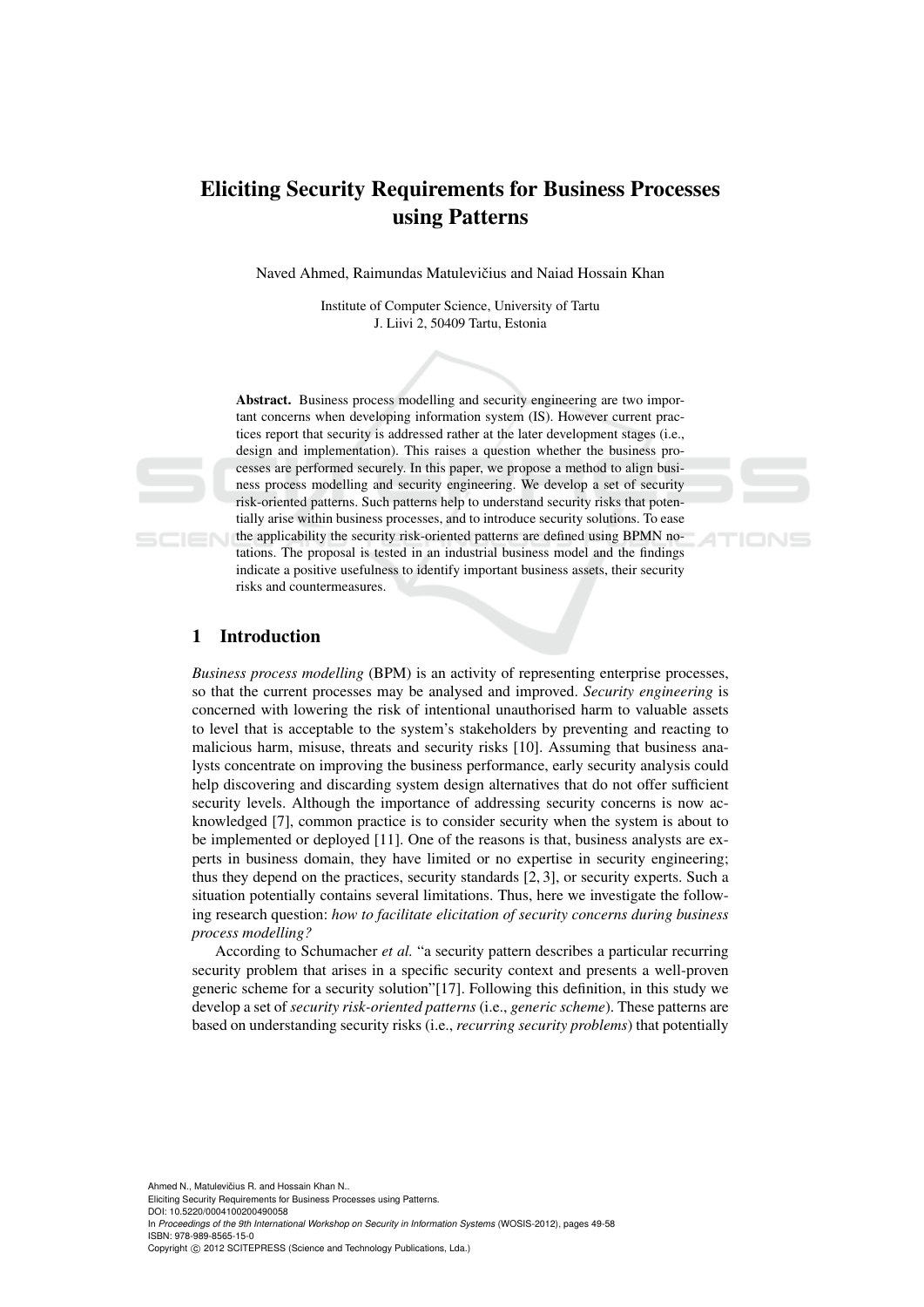# Eliciting Security Requirements for Business Processes using Patterns

Naved Ahmed, Raimundas Matulevičius and Naiad Hossain Khan

Institute of Computer Science, University of Tartu
J. Liivi 2, 50409 Tartu, Estonia

**Abstract.** Business process modelling and security engineering are two important concerns when developing information system (IS). However current practices report that security is addressed rather at the later development stages (i.e., design and implementation). This raises a question whether the business processes are performed securely. In this paper, we propose a method to align business process modelling and security engineering. We develop a set of security risk-oriented patterns. Such patterns help to understand security risks that potentially arise within business processes, and to introduce security solutions. To ease the applicability the security risk-oriented patterns are defined using BPMN notations. The proposal is tested in an industrial business model and the findings indicate a positive usefulness to identify important business assets, their security risks and countermeasures.

## 1 Introduction

*Business process modelling* (BPM) is an activity of representing enterprise processes, so that the current processes may be analysed and improved. *Security engineering* is concerned with lowering the risk of intentional unauthorised harm to valuable assets to level that is acceptable to the system's stakeholders by preventing and reacting to malicious harm, misuse, threats and security risks [10]. Assuming that business analysts concentrate on improving the business performance, early security analysis could help discovering and discarding system design alternatives that do not offer sufficient security levels. Although the importance of addressing security concerns is now acknowledged [7], common practice is to consider security when the system is about to be implemented or deployed [11]. One of the reasons is that, business analysts are experts in business domain, they have limited or no expertise in security engineering; thus they depend on the practices, security standards [2, 3], or security experts. Such a situation potentially contains several limitations. Thus, here we investigate the following research question: *how to facilitate elicitation of security concerns during business process modelling?*

According to Schumacher *et al.* "a security pattern describes a particular recurring security problem that arises in a specific security context and presents a well-proven generic scheme for a security solution"[17]. Following this definition, in this study we develop a set of *security risk-oriented patterns* (i.e., *generic scheme*). These patterns are based on understanding security risks (i.e., *recurring security problems*) that potentially

Ahmed N., Matulevičius R. and Hossain Khan N..
Eliciting Security Requirements for Business Processes using Patterns.
DOI: 10.5220/0004100200490058
In *Proceedings of the 9th International Workshop on Security in Information Systems* (WOSIS-2012), pages 49-58
ISBN: 978-989-8565-15-0
Copyright © 2012 SCITEPRESS (Science and Technology Publications, Lda.)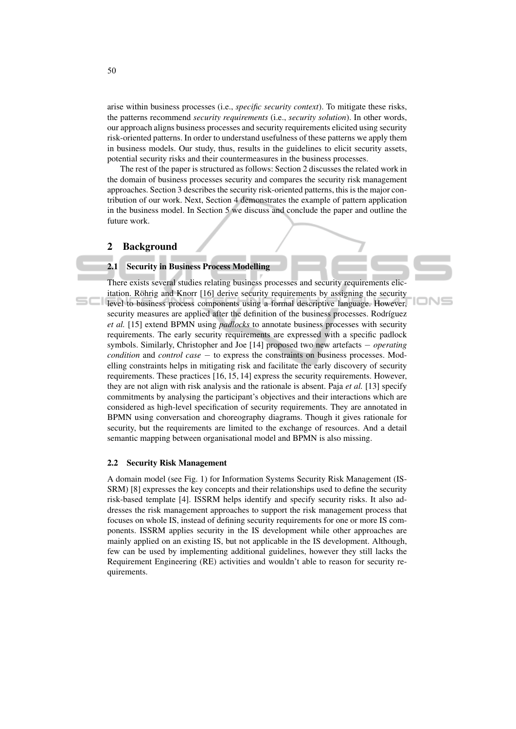arise within business processes (i.e., *specific security context*). To mitigate these risks, the patterns recommend *security requirements* (i.e., *security solution*). In other words, our approach aligns business processes and security requirements elicited using security risk-oriented patterns. In order to understand usefulness of these patterns we apply them in business models. Our study, thus, results in the guidelines to elicit security assets, potential security risks and their countermeasures in the business processes.

The rest of the paper is structured as follows: Section 2 discusses the related work in the domain of business processes security and compares the security risk management approaches. Section 3 describes the security risk-oriented patterns, this is the major contribution of our work. Next, Section 4 demonstrates the example of pattern application in the business model. In Section 5 we discuss and conclude the paper and outline the future work.

## 2 Background

### 2.1 Security in Business Process Modelling

There exists several studies relating business processes and security requirements elicitation. Röhrig and Knorr [16] derive security requirements by assigning the security level to business process components using a formal descriptive language. However, security measures are applied after the definition of the business processes. Rodríguez *et al.* [15] extend BPMN using *padlocks* to annotate business processes with security requirements. The early security requirements are expressed with a specific padlock symbols. Similarly, Christopher and Joe [14] proposed two new artefacts − *operating condition* and *control case* − to express the constraints on business processes. Modelling constraints helps in mitigating risk and facilitate the early discovery of security requirements. These practices [16, 15, 14] express the security requirements. However, they are not align with risk analysis and the rationale is absent. Paja *et al.* [13] specify commitments by analysing the participant's objectives and their interactions which are considered as high-level specification of security requirements. They are annotated in BPMN using conversation and choreography diagrams. Though it gives rationale for security, but the requirements are limited to the exchange of resources. And a detail semantic mapping between organisational model and BPMN is also missing.

### 2.2 Security Risk Management

A domain model (see Fig. 1) for Information Systems Security Risk Management (ISSRM) [8] expresses the key concepts and their relationships used to define the security risk-based template [4]. ISSRM helps identify and specify security risks. It also addresses the risk management approaches to support the risk management process that focuses on whole IS, instead of defining security requirements for one or more IS components. ISSRM applies security in the IS development while other approaches are mainly applied on an existing IS, but not applicable in the IS development. Although, few can be used by implementing additional guidelines, however they still lacks the Requirement Engineering (RE) activities and wouldn't able to reason for security requirements.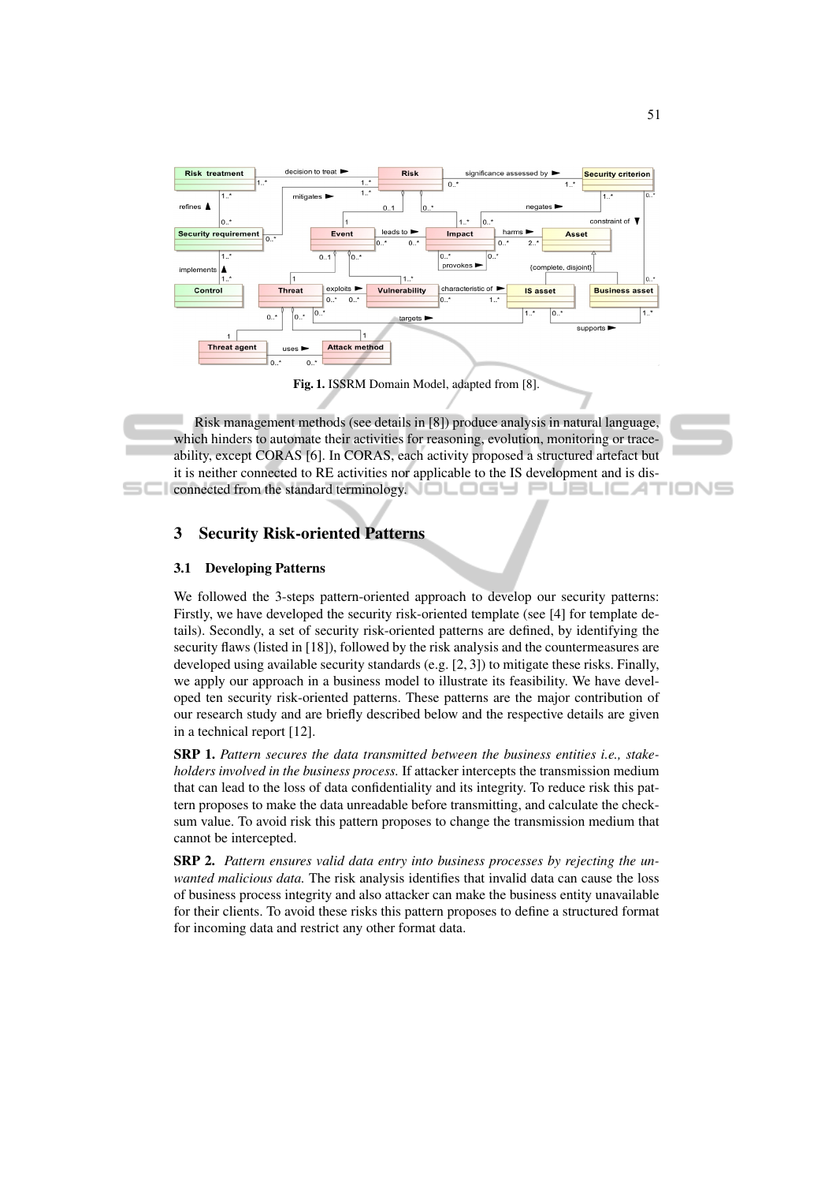Fig. 1. ISSRM Domain Model, adapted from [8].

Risk management methods (see details in [8]) produce analysis in natural language, which hinders to automate their activities for reasoning, evolution, monitoring or traceability, except CORAS [6]. In CORAS, each activity proposed a structured artefact but it is neither connected to RE activities nor applicable to the IS development and is disconnected from the standard terminology.

## 3 Security Risk-oriented Patterns

### 3.1 Developing Patterns

We followed the 3-steps pattern-oriented approach to develop our security patterns: Firstly, we have developed the security risk-oriented template (see [4] for template details). Secondly, a set of security risk-oriented patterns are defined, by identifying the security flaws (listed in [18]), followed by the risk analysis and the countermeasures are developed using available security standards (e.g. [2, 3]) to mitigate these risks. Finally, we apply our approach in a business model to illustrate its feasibility. We have developed ten security risk-oriented patterns. These patterns are the major contribution of our research study and are briefly described below and the respective details are given in a technical report [12].

**SRP 1.** *Pattern secures the data transmitted between the business entities i.e., stakeholders involved in the business process.* If attacker intercepts the transmission medium that can lead to the loss of data confidentiality and its integrity. To reduce risk this pattern proposes to make the data unreadable before transmitting, and calculate the checksum value. To avoid risk this pattern proposes to change the transmission medium that cannot be intercepted.

**SRP 2.** *Pattern ensures valid data entry into business processes by rejecting the unwanted malicious data.* The risk analysis identifies that invalid data can cause the loss of business process integrity and also attacker can make the business entity unavailable for their clients. To avoid these risks this pattern proposes to define a structured format for incoming data and restrict any other format data.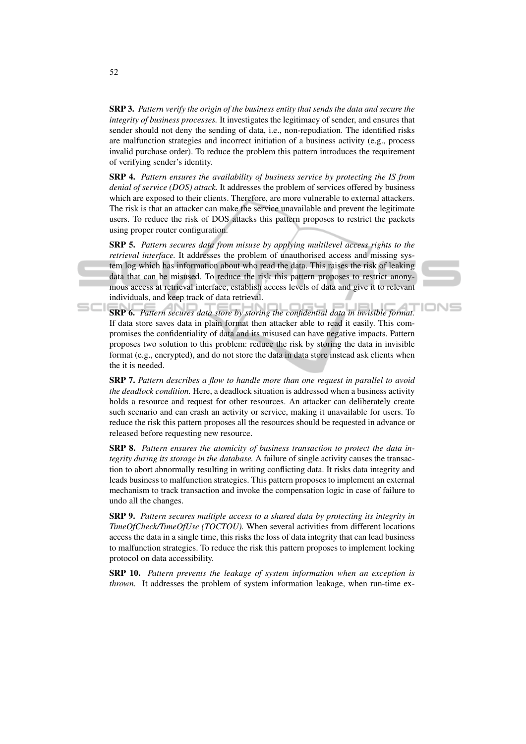**SRP 3.** *Pattern verify the origin of the business entity that sends the data and secure the integrity of business processes.* It investigates the legitimacy of sender, and ensures that sender should not deny the sending of data, i.e., non-repudiation. The identified risks are malfunction strategies and incorrect initiation of a business activity (e.g., process invalid purchase order). To reduce the problem this pattern introduces the requirement of verifying sender's identity.

**SRP 4.** *Pattern ensures the availability of business service by protecting the IS from denial of service (DOS) attack.* It addresses the problem of services offered by business which are exposed to their clients. Therefore, are more vulnerable to external attackers. The risk is that an attacker can make the service unavailable and prevent the legitimate users. To reduce the risk of DOS attacks this pattern proposes to restrict the packets using proper router configuration.

**SRP 5.** *Pattern secures data from misuse by applying multilevel access rights to the retrieval interface.* It addresses the problem of unauthorised access and missing system log which has information about who read the data. This raises the risk of leaking data that can be misused. To reduce the risk this pattern proposes to restrict anonymous access at retrieval interface, establish access levels of data and give it to relevant individuals, and keep track of data retrieval.

**SRP 6.** *Pattern secures data store by storing the confidential data in invisible format.* If data store saves data in plain format then attacker able to read it easily. This compromises the confidentiality of data and its misused can have negative impacts. Pattern proposes two solution to this problem: reduce the risk by storing the data in invisible format (e.g., encrypted), and do not store the data in data store instead ask clients when the it is needed.

**SRP 7.** *Pattern describes a flow to handle more than one request in parallel to avoid the deadlock condition.* Here, a deadlock situation is addressed when a business activity holds a resource and request for other resources. An attacker can deliberately create such scenario and can crash an activity or service, making it unavailable for users. To reduce the risk this pattern proposes all the resources should be requested in advance or released before requesting new resource.

**SRP 8.** *Pattern ensures the atomicity of business transaction to protect the data integrity during its storage in the database.* A failure of single activity causes the transaction to abort abnormally resulting in writing conflicting data. It risks data integrity and leads business to malfunction strategies. This pattern proposes to implement an external mechanism to track transaction and invoke the compensation logic in case of failure to undo all the changes.

**SRP 9.** *Pattern secures multiple access to a shared data by protecting its integrity in TimeOfCheck/TimeOfUse (TOCTOU).* When several activities from different locations access the data in a single time, this risks the loss of data integrity that can lead business to malfunction strategies. To reduce the risk this pattern proposes to implement locking protocol on data accessibility.

**SRP 10.** *Pattern prevents the leakage of system information when an exception is thrown.* It addresses the problem of system information leakage, when run-time ex-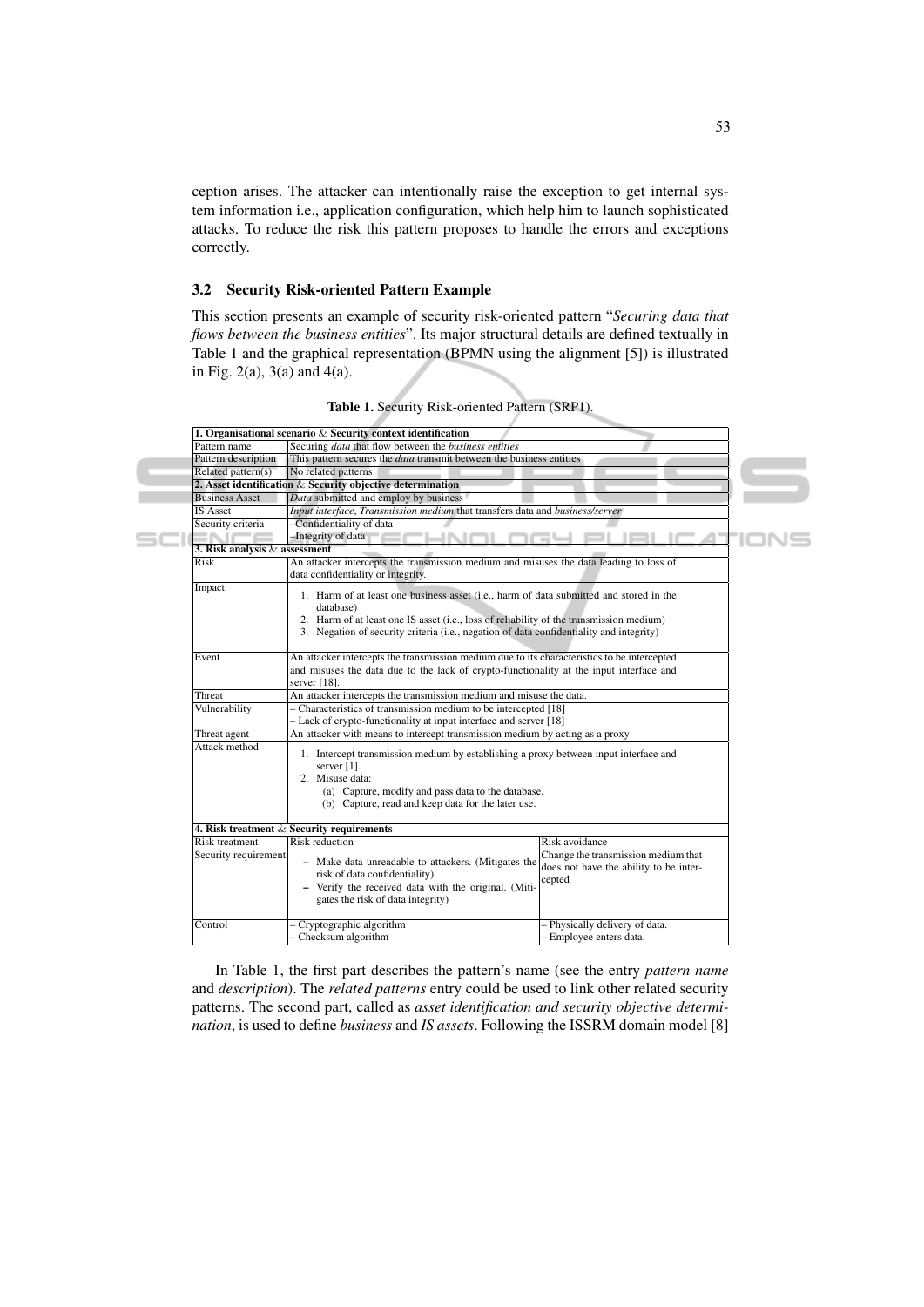ception arises. The attacker can intentionally raise the exception to get internal system information i.e., application configuration, which help him to launch sophisticated attacks. To reduce the risk this pattern proposes to handle the errors and exceptions correctly.

### 3.2 Security Risk-oriented Pattern Example

This section presents an example of security risk-oriented pattern "*Securing data that flows between the business entities*". Its major structural details are defined textually in Table 1 and the graphical representation (BPMN using the alignment [5]) is illustrated in Fig. 2(a), 3(a) and 4(a).

**Table 1.** Security Risk-oriented Pattern (SRP1).

| **1. Organisational scenario & Security context identification** | | |
|---|---|---|
| Pattern name | Securing *data* that flow between the *business entities* | |
| Pattern description | This pattern secures the *data* transmit between the business entities | |
| Related pattern(s) | No related patterns | |
| **2. Asset identification & Security objective determination** | | |
| Business Asset | *Data* submitted and employ by business | |
| IS Asset | *Input interface*, *Transmission medium* that transfers data and *business/server* | |
| Security criteria | –Confidentiality of data<br>–Integrity of data | |
| **3. Risk analysis & assessment** | | |
| Risk | An attacker intercepts the transmission medium and misuses the data leading to loss of data confidentiality or integrity. | |
| Impact | 1. Harm of at least one business asset (i.e., harm of data submitted and stored in the database)<br>2. Harm of at least one IS asset (i.e., loss of reliability of the transmission medium)<br>3. Negation of security criteria (i.e., negation of data confidentiality and integrity) | |
| Event | An attacker intercepts the transmission medium due to its characteristics to be intercepted and misuses the data due to the lack of crypto-functionality at the input interface and server [18]. | |
| Threat | An attacker intercepts the transmission medium and misuse the data. | |
| Vulnerability | – Characteristics of transmission medium to be intercepted [18]<br>– Lack of crypto-functionality at input interface and server [18] | |
| Threat agent | An attacker with means to intercept transmission medium by acting as a proxy | |
| Attack method | 1. Intercept transmission medium by establishing a proxy between input interface and server [1].<br>2. Misuse data:<br>(a) Capture, modify and pass data to the database.<br>(b) Capture, read and keep data for the later use. | |
| **4. Risk treatment & Security requirements** | | |
| Risk treatment | Risk reduction | Risk avoidance |
| Security requirement | – Make data unreadable to attackers. (Mitigates the risk of data confidentiality)<br>– Verify the received data with the original. (Mitigates the risk of data integrity) | Change the transmission medium that does not have the ability to be intercepted |
| Control | – Cryptographic algorithm<br>– Checksum algorithm | – Physically delivery of data.<br>– Employee enters data. |

In Table 1, the first part describes the pattern's name (see the entry *pattern name* and *description*). The *related patterns* entry could be used to link other related security patterns. The second part, called as *asset identification and security objective determination*, is used to define *business* and *IS assets*. Following the ISSRM domain model [8]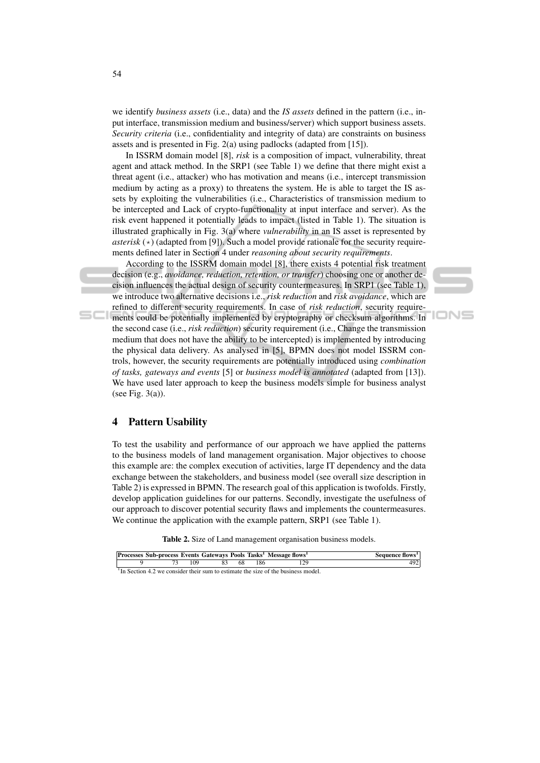we identify *business assets* (i.e., data) and the *IS assets* defined in the pattern (i.e., input interface, transmission medium and business/server) which support business assets. *Security criteria* (i.e., confidentiality and integrity of data) are constraints on business assets and is presented in Fig. 2(a) using padlocks (adapted from [15]).

In ISSRM domain model [8], *risk* is a composition of impact, vulnerability, threat agent and attack method. In the SRP1 (see Table 1) we define that there might exist a threat agent (i.e., attacker) who has motivation and means (i.e., intercept transmission medium by acting as a proxy) to threatens the system. He is able to target the IS assets by exploiting the vulnerabilities (i.e., Characteristics of transmission medium to be intercepted and Lack of crypto-functionality at input interface and server). As the risk event happened it potentially leads to impact (listed in Table 1). The situation is illustrated graphically in Fig. 3(a) where *vulnerability* in an IS asset is represented by *asterisk* ($\star$) (adapted from [9]). Such a model provide rationale for the security requirements defined later in Section 4 under *reasoning about security requirements*.

According to the ISSRM domain model [8], there exists 4 potential risk treatment decision (e.g., *avoidance, reduction, retention, or transfer*) choosing one or another decision influences the actual design of security countermeasures. In SRP1 (see Table 1), we introduce two alternative decisions i.e., *risk reduction* and *risk avoidance*, which are refined to different security requirements. In case of *risk reduction*, security requirements could be potentially implemented by cryptography or checksum algorithms. In the second case (i.e., *risk reduction*) security requirement (i.e., Change the transmission medium that does not have the ability to be intercepted) is implemented by introducing the physical data delivery. As analysed in [5], BPMN does not model ISSRM controls, however, the security requirements are potentially introduced using *combination of tasks, gateways and events* [5] or *business model is annotated* (adapted from [13]). We have used later approach to keep the business models simple for business analyst (see Fig. 3(a)).

## 4 Pattern Usability

To test the usability and performance of our approach we have applied the patterns to the business models of land management organisation. Major objectives to choose this example are: the complex execution of activities, large IT dependency and the data exchange between the stakeholders, and business model (see overall size description in Table 2) is expressed in BPMN. The research goal of this application is twofolds. Firstly, develop application guidelines for our patterns. Secondly, investigate the usefulness of our approach to discover potential security flaws and implements the countermeasures. We continue the application with the example pattern, SRP1 (see Table 1).

**Table 2.** Size of Land management organisation business models.

| Processes | Sub-process | Events | Gateways | Pools | Tasks[1] | Message flows[1] | Sequence flows[1] |
|---|---|---|---|---|---|---|---|
| 9 | 73 | 109 | 83 | 68 | 186 | 129 | 492 |

[1] In Section 4.2 we consider their sum to estimate the size of the business model.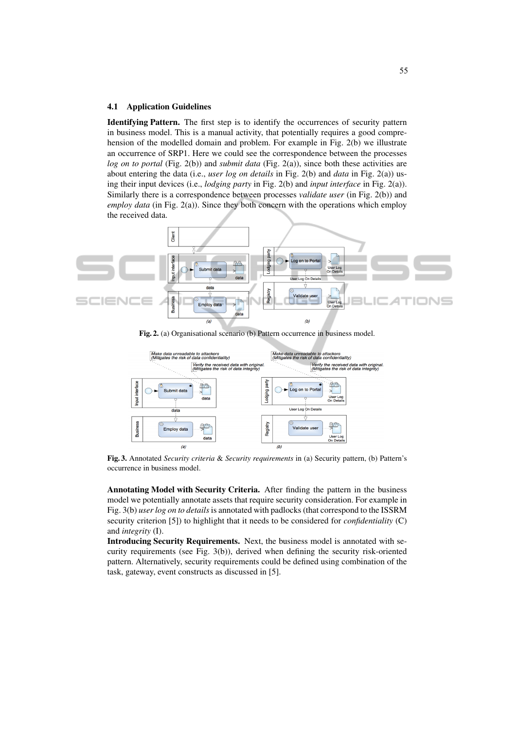### 4.1 Application Guidelines

**Identifying Pattern.** The first step is to identify the occurrences of security pattern in business model. This is a manual activity, that potentially requires a good comprehension of the modelled domain and problem. For example in Fig. 2(b) we illustrate an occurrence of SRP1. Here we could see the correspondence between the processes *log on to portal* (Fig. 2(b)) and *submit data* (Fig. 2(a)), since both these activities are about entering the data (i.e., *user log on details* in Fig. 2(b) and *data* in Fig. 2(a)) using their input devices (i.e., *lodging party* in Fig. 2(b) and *input interface* in Fig. 2(a)). Similarly there is a correspondence between processes *validate user* (in Fig. 2(b)) and *employ data* (in Fig. 2(a)). Since they both concern with the operations which employ the received data.

**Fig. 2.** (a) Organisational scenario (b) Pattern occurrence in business model.

**Fig. 3.** Annotated *Security criteria* & *Security requirements* in (a) Security pattern, (b) Pattern's occurrence in business model.

**Annotating Model with Security Criteria.** After finding the pattern in the business model we potentially annotate assets that require security consideration. For example in Fig. 3(b) *user log on to details* is annotated with padlocks (that correspond to the ISSRM security criterion [5]) to highlight that it needs to be considered for *confidentiality* (C) and *integrity* (I).

**Introducing Security Requirements.** Next, the business model is annotated with security requirements (see Fig. 3(b)), derived when defining the security risk-oriented pattern. Alternatively, security requirements could be defined using combination of the task, gateway, event constructs as discussed in [5].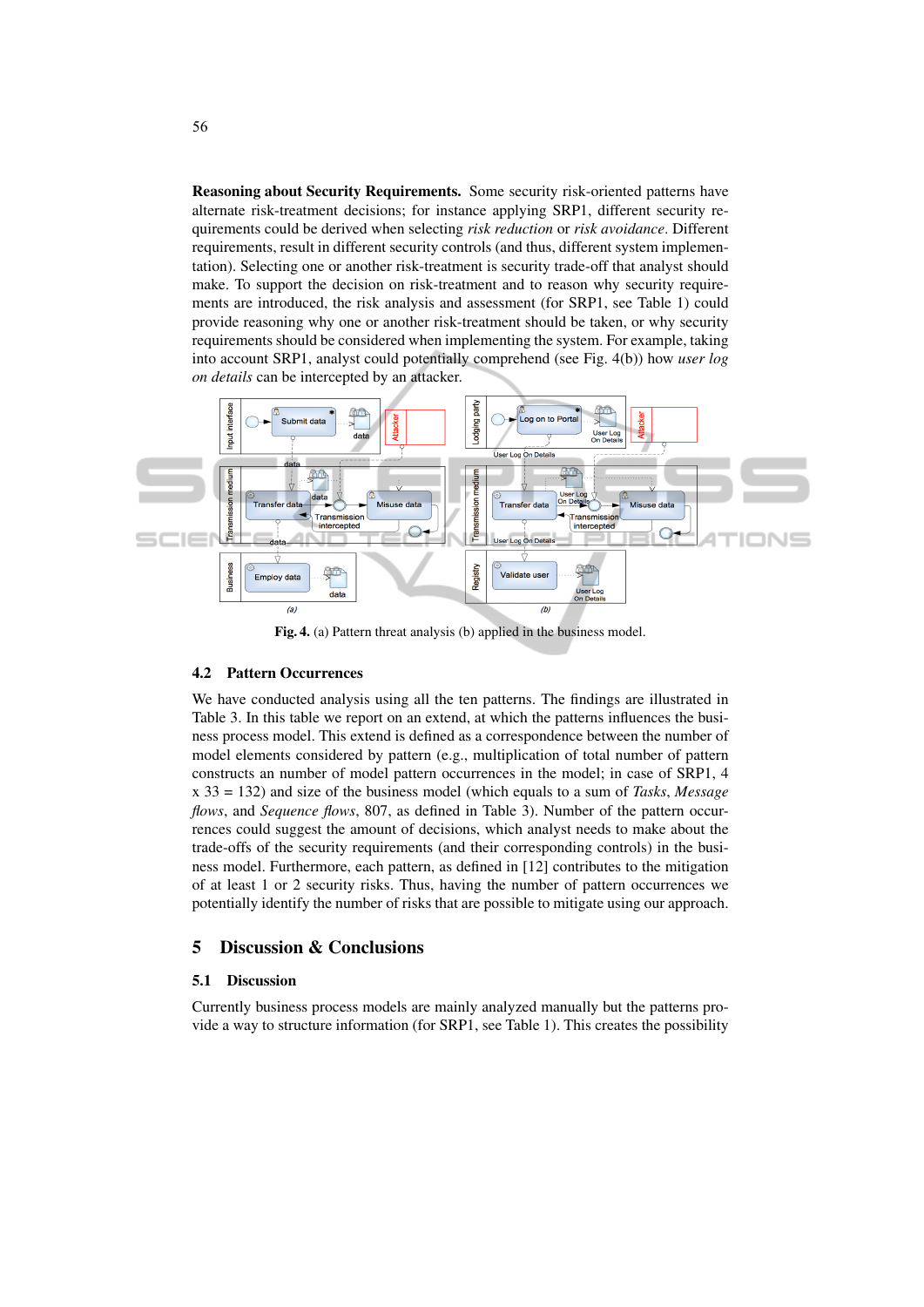**Reasoning about Security Requirements.** Some security risk-oriented patterns have alternate risk-treatment decisions; for instance applying SRP1, different security requirements could be derived when selecting *risk reduction* or *risk avoidance*. Different requirements, result in different security controls (and thus, different system implementation). Selecting one or another risk-treatment is security trade-off that analyst should make. To support the decision on risk-treatment and to reason why security requirements are introduced, the risk analysis and assessment (for SRP1, see Table 1) could provide reasoning why one or another risk-treatment should be taken, or why security requirements should be considered when implementing the system. For example, taking into account SRP1, analyst could potentially comprehend (see Fig. 4(b)) how *user log on details* can be intercepted by an attacker.

**Fig. 4.** (a) Pattern threat analysis (b) applied in the business model.

### 4.2 Pattern Occurrences

We have conducted analysis using all the ten patterns. The findings are illustrated in Table 3. In this table we report on an extend, at which the patterns influences the business process model. This extend is defined as a correspondence between the number of model elements considered by pattern (e.g., multiplication of total number of pattern constructs an number of model pattern occurrences in the model; in case of SRP1, 4 x 33 = 132) and size of the business model (which equals to a sum of *Tasks*, *Message flows*, and *Sequence flows*, 807, as defined in Table 3). Number of the pattern occurrences could suggest the amount of decisions, which analyst needs to make about the trade-offs of the security requirements (and their corresponding controls) in the business model. Furthermore, each pattern, as defined in [12] contributes to the mitigation of at least 1 or 2 security risks. Thus, having the number of pattern occurrences we potentially identify the number of risks that are possible to mitigate using our approach.

## 5 Discussion & Conclusions

### 5.1 Discussion

Currently business process models are mainly analyzed manually but the patterns provide a way to structure information (for SRP1, see Table 1). This creates the possibility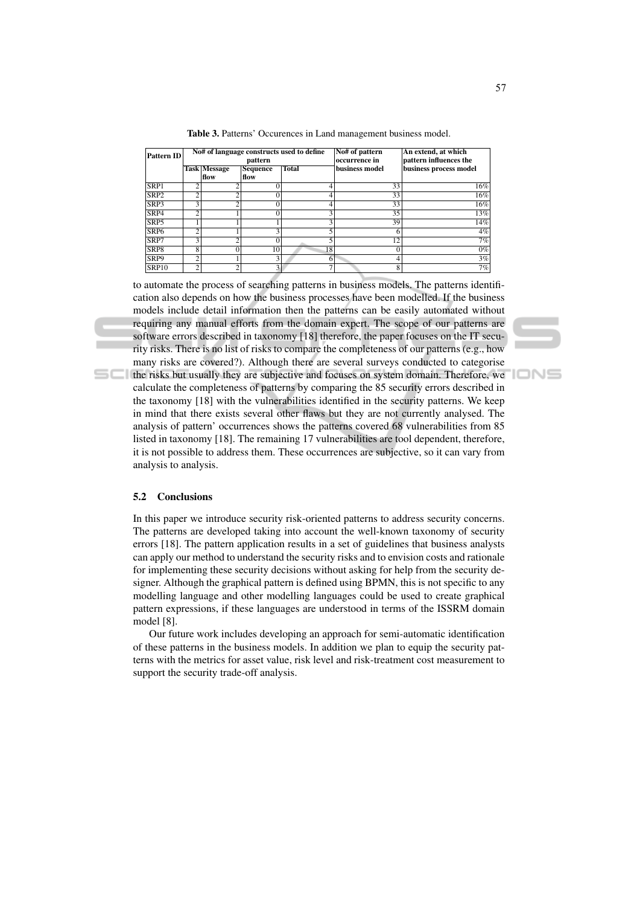**Table 3.** Patterns' Occurences in Land management business model.

| Pattern ID | No# of language constructs used to define pattern | | | | No# of pattern occurrence in business model | An extend, at which pattern influences the business process model |
|---|---|---|---|---|---|---|
| | Task | Message flow | Sequence flow | Total | | |
| SRP1 | 2 | 2 | 0 | 4 | 33 | 16% |
| SRP2 | 2 | 2 | 0 | 4 | 33 | 16% |
| SRP3 | 3 | 2 | 0 | 4 | 33 | 16% |
| SRP4 | 2 | 1 | 0 | 3 | 35 | 13% |
| SRP5 | 1 | 1 | 1 | 3 | 39 | 14% |
| SRP6 | 2 | 1 | 3 | 5 | 6 | 4% |
| SRP7 | 3 | 2 | 0 | 5 | 12 | 7% |
| SRP8 | 8 | 0 | 10 | 18 | 0 | 0% |
| SRP9 | 2 | 1 | 3 | 6 | 4 | 3% |
| SRP10 | 2 | 2 | 3 | 7 | 8 | 7% |

to automate the process of searching patterns in business models. The patterns identification also depends on how the business processes have been modelled. If the business models include detail information then the patterns can be easily automated without requiring any manual efforts from the domain expert. The scope of our patterns are software errors described in taxonomy [18] therefore, the paper focuses on the IT security risks. There is no list of risks to compare the completeness of our patterns (e.g., how many risks are covered?). Although there are several surveys conducted to categorise the risks but usually they are subjective and focuses on system domain. Therefore, we calculate the completeness of patterns by comparing the 85 security errors described in the taxonomy [18] with the vulnerabilities identified in the security patterns. We keep in mind that there exists several other flaws but they are not currently analysed. The analysis of pattern' occurrences shows the patterns covered 68 vulnerabilities from 85 listed in taxonomy [18]. The remaining 17 vulnerabilities are tool dependent, therefore, it is not possible to address them. These occurrences are subjective, so it can vary from analysis to analysis.

### 5.2 Conclusions

In this paper we introduce security risk-oriented patterns to address security concerns. The patterns are developed taking into account the well-known taxonomy of security errors [18]. The pattern application results in a set of guidelines that business analysts can apply our method to understand the security risks and to envision costs and rationale for implementing these security decisions without asking for help from the security designer. Although the graphical pattern is defined using BPMN, this is not specific to any modelling language and other modelling languages could be used to create graphical pattern expressions, if these languages are understood in terms of the ISSRM domain model [8].

Our future work includes developing an approach for semi-automatic identification of these patterns in the business models. In addition we plan to equip the security patterns with the metrics for asset value, risk level and risk-treatment cost measurement to support the security trade-off analysis.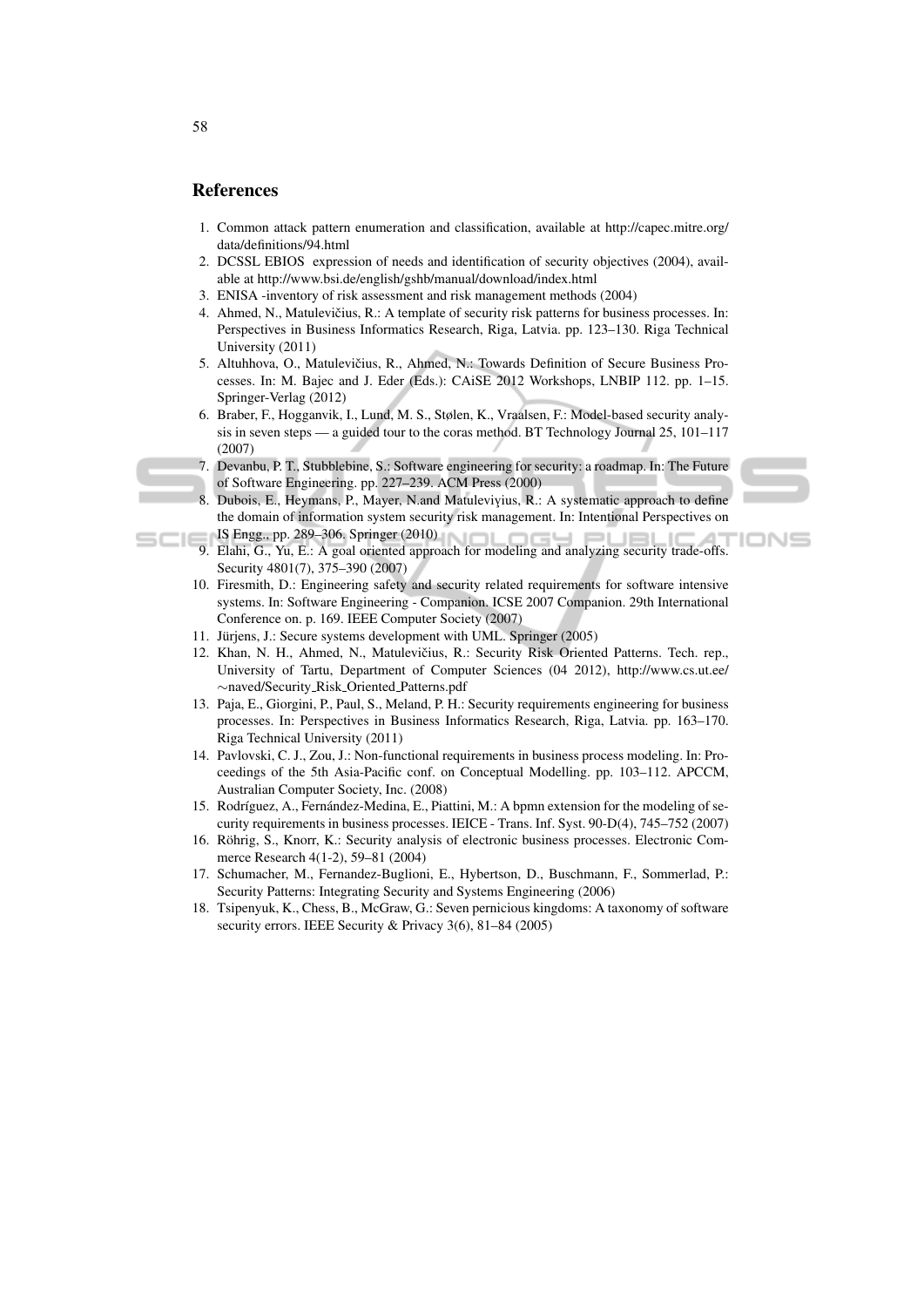## References

1. Common attack pattern enumeration and classification, available at http://capec.mitre.org/data/definitions/94.html
2. DCSSL EBIOS expression of needs and identification of security objectives (2004), available at http://www.bsi.de/english/gshb/manual/download/index.html
3. ENISA -inventory of risk assessment and risk management methods (2004)
4. Ahmed, N., Matulevičius, R.: A template of security risk patterns for business processes. In: Perspectives in Business Informatics Research, Riga, Latvia. pp. 123–130. Riga Technical University (2011)
5. Altuhhova, O., Matulevičius, R., Ahmed, N.: Towards Definition of Secure Business Processes. In: M. Bajec and J. Eder (Eds.): CAiSE 2012 Workshops, LNBIP 112. pp. 1–15. Springer-Verlag (2012)
6. Braber, F., Hogganvik, I., Lund, M. S., Stølen, K., Vraalsen, F.: Model-based security analysis in seven steps — a guided tour to the coras method. BT Technology Journal 25, 101–117 (2007)
7. Devanbu, P. T., Stubblebine, S.: Software engineering for security: a roadmap. In: The Future of Software Engineering. pp. 227–239. ACM Press (2000)
8. Dubois, E., Heymans, P., Mayer, N.and Matuleviyius, R.: A systematic approach to define the domain of information system security risk management. In: Intentional Perspectives on IS Engg., pp. 289–306. Springer (2010)
9. Elahi, G., Yu, E.: A goal oriented approach for modeling and analyzing security trade-offs. Security 4801(7), 375–390 (2007)
10. Firesmith, D.: Engineering safety and security related requirements for software intensive systems. In: Software Engineering - Companion. ICSE 2007 Companion. 29th International Conference on. p. 169. IEEE Computer Society (2007)
11. Jürjens, J.: Secure systems development with UML. Springer (2005)
12. Khan, N. H., Ahmed, N., Matulevičius, R.: Security Risk Oriented Patterns. Tech. rep., University of Tartu, Department of Computer Sciences (04 2012), http://www.cs.ut.ee/∼naved/Security_Risk_Oriented_Patterns.pdf
13. Paja, E., Giorgini, P., Paul, S., Meland, P. H.: Security requirements engineering for business processes. In: Perspectives in Business Informatics Research, Riga, Latvia. pp. 163–170. Riga Technical University (2011)
14. Pavlovski, C. J., Zou, J.: Non-functional requirements in business process modeling. In: Proceedings of the 5th Asia-Pacific conf. on Conceptual Modelling. pp. 103–112. APCCM, Australian Computer Society, Inc. (2008)
15. Rodríguez, A., Fernández-Medina, E., Piattini, M.: A bpmn extension for the modeling of security requirements in business processes. IEICE - Trans. Inf. Syst. 90-D(4), 745–752 (2007)
16. Röhrig, S., Knorr, K.: Security analysis of electronic business processes. Electronic Commerce Research 4(1-2), 59–81 (2004)
17. Schumacher, M., Fernandez-Buglioni, E., Hybertson, D., Buschmann, F., Sommerlad, P.: Security Patterns: Integrating Security and Systems Engineering (2006)
18. Tsipenyuk, K., Chess, B., McGraw, G.: Seven pernicious kingdoms: A taxonomy of software security errors. IEEE Security & Privacy 3(6), 81–84 (2005)